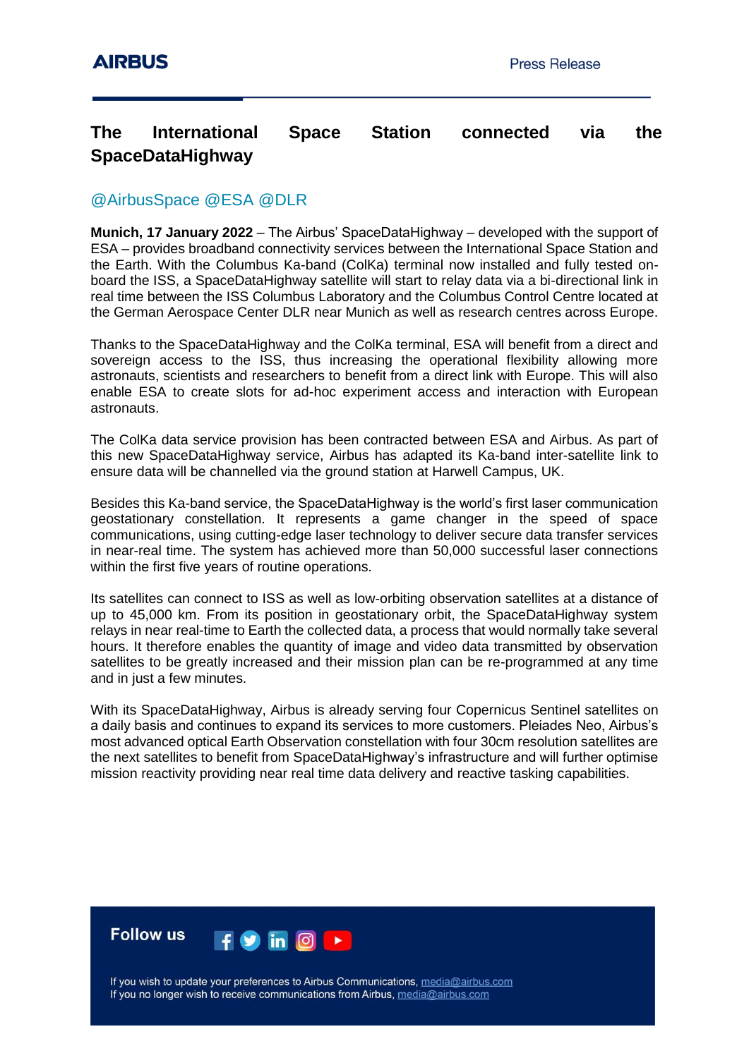# The International Space Station connected via the SpaceDataHighway

@AirbusSpace @ESA @DLR

**Munich, 17 January 2022** – The Airbus' SpaceDataHighway – developed with the support of ESA – provides broadband connectivity services between the International Space Station and the Earth. With the Columbus Ka-band (ColKa) terminal now installed and fully tested on-board the ISS, a SpaceDataHighway satellite will start to relay data via a bi-directional link in real time between the ISS Columbus Laboratory and the Columbus Control Centre located at the German Aerospace Center DLR near Munich as well as research centres across Europe.

Thanks to the SpaceDataHighway and the ColKa terminal, ESA will benefit from a direct and sovereign access to the ISS, thus increasing the operational flexibility allowing more astronauts, scientists and researchers to benefit from a direct link with Europe. This will also enable ESA to create slots for ad-hoc experiment access and interaction with European astronauts.

The ColKa data service provision has been contracted between ESA and Airbus. As part of this new SpaceDataHighway service, Airbus has adapted its Ka-band inter-satellite link to ensure data will be channelled via the ground station at Harwell Campus, UK.

Besides this Ka-band service, the SpaceDataHighway is the world's first laser communication geostationary constellation. It represents a game changer in the speed of space communications, using cutting-edge laser technology to deliver secure data transfer services in near-real time. The system has achieved more than 50,000 successful laser connections within the first five years of routine operations.

Its satellites can connect to ISS as well as low-orbiting observation satellites at a distance of up to 45,000 km. From its position in geostationary orbit, the SpaceDataHighway system relays in near real-time to Earth the collected data, a process that would normally take several hours. It therefore enables the quantity of image and video data transmitted by observation satellites to be greatly increased and their mission plan can be re-programmed at any time and in just a few minutes.

With its SpaceDataHighway, Airbus is already serving four Copernicus Sentinel satellites on a daily basis and continues to expand its services to more customers. Pleiades Neo, Airbus's most advanced optical Earth Observation constellation with four 30cm resolution satellites are the next satellites to benefit from SpaceDataHighway's infrastructure and will further optimise mission reactivity providing near real time data delivery and reactive tasking capabilities.

**Follow us**

If you wish to update your preferences to Airbus Communications, media@airbus.com
If you no longer wish to receive communications from Airbus, media@airbus.com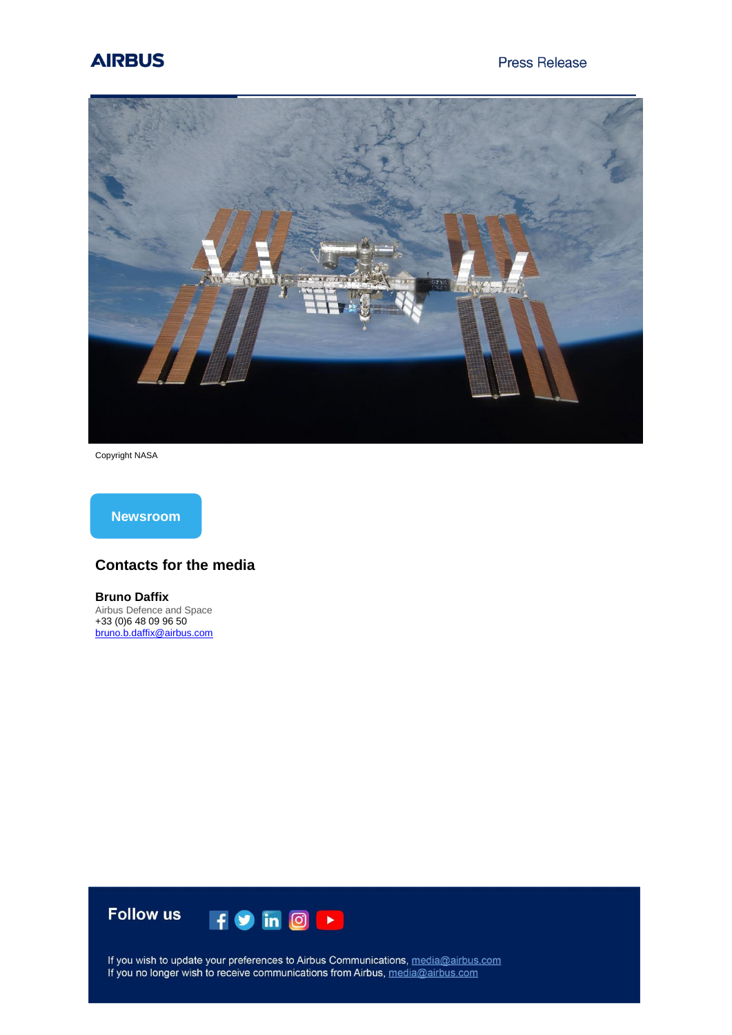Copyright NASA

Newsroom

## Contacts for the media

**Bruno Daffix**
Airbus Defence and Space
+33 (0)6 48 09 96 50
bruno.b.daffix@airbus.com

**Follow us**

If you wish to update your preferences to Airbus Communications, media@airbus.com
If you no longer wish to receive communications from Airbus, media@airbus.com